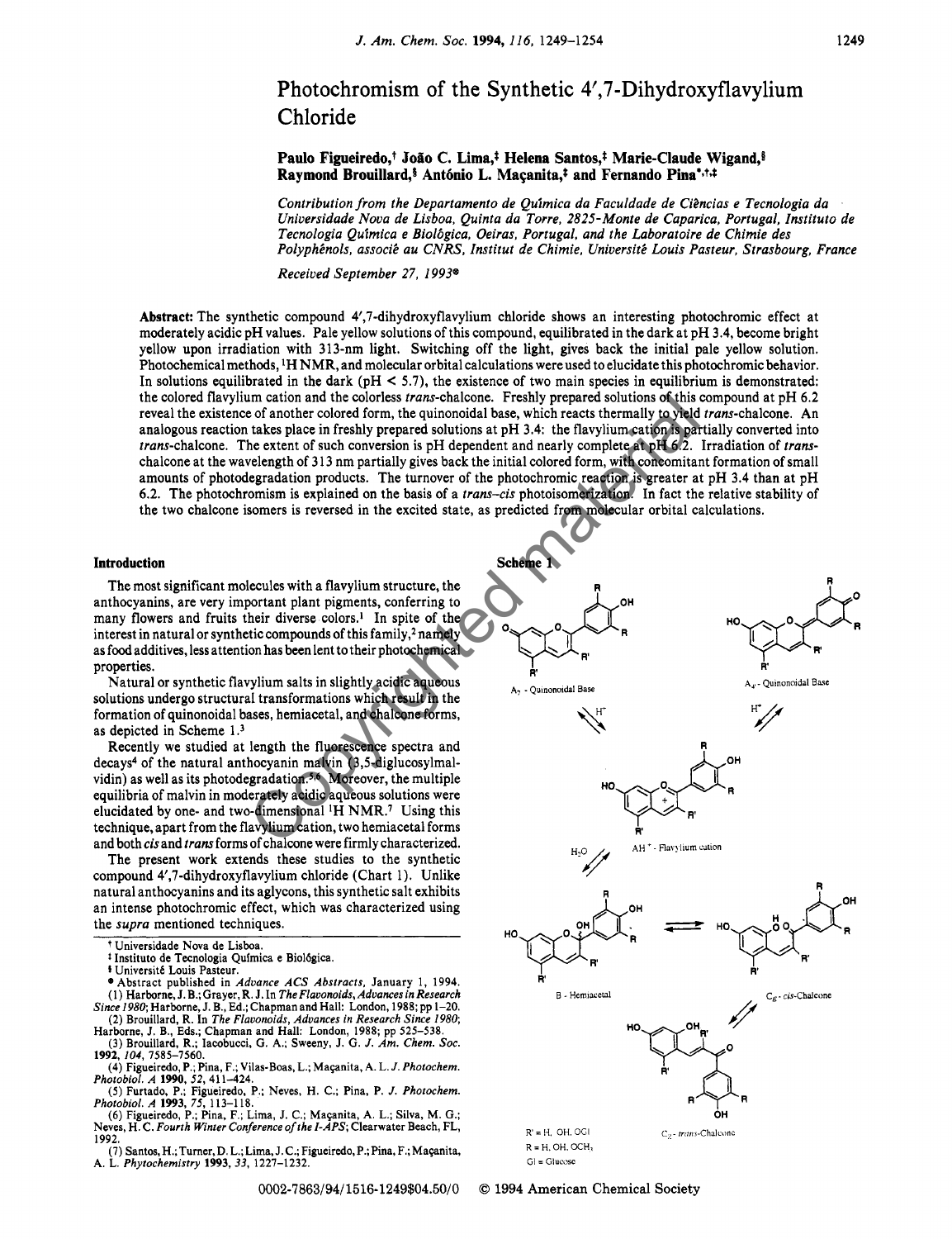# Photochromism of the Synthetic 4′,7-Dihydroxyflavylium Chloride

**Paulo Figueiredo,[†] João C. Lima,[‡] Helena Santos,[‡] Marie-Claude Wigand,[§] Raymond Brouillard,[§] António L. Maçanita,[‡] and Fernando Pina[*,†,‡]**

*Contribution from the Departamento de Química da Faculdade de Ciências e Tecnologia da Universidade Nova de Lisboa, Quinta da Torre, 2825-Monte de Caparica, Portugal, Instituto de Tecnologia Química e Biológica, Oeiras, Portugal, and the Laboratoire de Chimie des Polyphênols, associé au CNRS, Institut de Chimie, Université Louis Pasteur, Strasbourg, France*

*Received September 27, 1993*[®]

**Abstract:** The synthetic compound 4′,7-dihydroxyflavylium chloride shows an interesting photochromic effect at moderately acidic pH values. Pale yellow solutions of this compound, equilibrated in the dark at pH 3.4, become bright yellow upon irradiation with 313-nm light. Switching off the light, gives back the initial pale yellow solution. Photochemical methods, $^1$H NMR, and molecular orbital calculations were used to elucidate this photochromic behavior. In solutions equilibrated in the dark (pH < 5.7), the existence of two main species in equilibrium is demonstrated: the colored flavylium cation and the colorless *trans*-chalcone. Freshly prepared solutions of this compound at pH 6.2 reveal the existence of another colored form, the quinonoidal base, which reacts thermally to yield *trans*-chalcone. An analogous reaction takes place in freshly prepared solutions at pH 3.4: the flavylium cation is partially converted into *trans*-chalcone. The extent of such conversion is pH dependent and nearly complete at pH 6.2. Irradiation of *trans*-chalcone at the wavelength of 313 nm partially gives back the initial colored form, with concomitant formation of small amounts of photodegradation products. The turnover of the photochromic reaction is greater at pH 3.4 than at pH 6.2. The photochromism is explained on the basis of a *trans–cis* photoisomerization. In fact the relative stability of the two chalcone isomers is reversed in the excited state, as predicted from molecular orbital calculations.

## Introduction

The most significant molecules with a flavylium structure, the anthocyanins, are very important plant pigments, conferring to many flowers and fruits their diverse colors.[1] In spite of the interest in natural or synthetic compounds of this family,[2] namely as food additives, less attention has been lent to their photochemical properties.

Natural or synthetic flavylium salts in slightly acidic aqueous solutions undergo structural transformations which result in the formation of quinonoidal bases, hemiacetal, and chalcone forms, as depicted in Scheme 1.[3]

Recently we studied at length the fluorescence spectra and decays[4] of the natural anthocyanin malvin (3,5-diglucosylmalvidin) as well as its photodegradation.[5,6] Moreover, the multiple equilibria of malvin in moderately acidic aqueous solutions were elucidated by one- and two-dimensional $^1$H NMR.[7] Using this technique, apart from the flavylium cation, two hemiacetal forms and both *cis* and *trans* forms of chalcone were firmly characterized.

The present work extends these studies to the synthetic compound 4′,7-dihydroxyflavylium chloride (Chart 1). Unlike natural anthocyanins and its aglycons, this synthetic salt exhibits an intense photochromic effect, which was characterized using the *supra* mentioned techniques.

**Scheme 1**

$A_7$ - Quinonoidal Base

$A_{4'}$ - Quinonoidal Base

$AH^+$ - Flavylium cation

B - Hemiacetal

$C_E$ - *cis*-Chalcone

$C_Z$ - *trans*-Chalcone

R′ = H, OH, OGl
R = H, OH, $OCH_3$
Gl = Glucose

---

† Universidade Nova de Lisboa.
‡ Instituto de Tecnologia Química e Biológica.
§ Université Louis Pasteur.
® Abstract published in *Advance ACS Abstracts*, January 1, 1994.

(1) Harborne, J. B.; Grayer, R. J. In *The Flavonoids, Advances in Research Since 1980*; Harborne, J. B., Ed.; Chapman and Hall: London, 1988; pp 1–20.
(2) Brouillard, R. In *The Flavonoids, Advances in Research Since 1980*; Harborne, J. B., Eds.; Chapman and Hall: London, 1988; pp 525–538.
(3) Brouillard, R.; Iacobucci, G. A.; Sweeny, J. G. *J. Am. Chem. Soc.* **1992**, *104*, 7585–7560.
(4) Figueiredo, P.; Pina, F.; Vilas-Boas, L.; Maçanita, A. L. *J. Photochem. Photobiol. A* **1990**, *52*, 411–424.
(5) Furtado, P.; Figueiredo, P.; Neves, H. C.; Pina, P. *J. Photochem. Photobiol. A* **1993**, *75*, 113–118.
(6) Figueiredo, P.; Pina, F.; Lima, J. C.; Maçanita, A. L.; Silva, M. G.; Neves, H. C. *Fourth Winter Conference of the I-APS*; Clearwater Beach, FL, 1992.
(7) Santos, H.; Turner, D. L.; Lima, J. C.; Figueiredo, P.; Pina, F.; Maçanita, A. L. *Phytochemistry* **1993**, *33*, 1227–1232.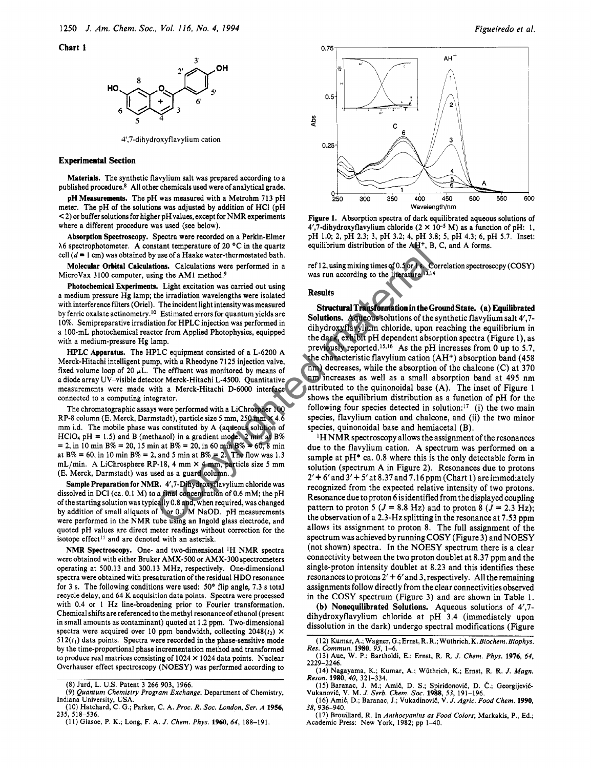**Chart 1**

4′,7-dihydroxyflavylium cation

## Experimental Section

**Materials.** The synthetic flavylium salt was prepared according to a published procedure.[8] All other chemicals used were of analytical grade.

**pH Measurements.** The pH was measured with a Metrohm 713 pH meter. The pH of the solutions was adjusted by addition of HCl (pH < 2) or buffer solutions for higher pH values, except for NMR experiments where a different procedure was used (see below).

**Absorption Spectroscopy.** Spectra were recorded on a Perkin-Elmer λ6 spectrophotometer. A constant temperature of 20 °C in the quartz cell ($d$ = 1 cm) was obtained by use of a Haake water-thermostated bath.

**Molecular Orbital Calculations.** Calculations were performed in a MicroVax 3100 computer, using the AM1 method.[9]

**Photochemical Experiments.** Light excitation was carried out using a medium pressure Hg lamp; the irradiation wavelengths were isolated with interference filters (Oriel). The incident light intensity was measured by ferric oxalate actinometry.[10] Estimated errors for quantum yields are 10%. Semipreparative irradiation for HPLC injection was performed in a 100-mL photochemical reactor from Applied Photophysics, equipped with a medium-pressure Hg lamp.

**HPLC Apparatus.** The HPLC equipment consisted of a L-6200 A Merck-Hitachi intelligent pump, with a Rheodyne 7125 injection valve, fixed volume loop of 20 μL. The effluent was monitored by means of a diode array UV–visible detector Merck-Hitachi L-4500. Quantitative measurements were made with a Merck-Hitachi D-6000 interface connected to a computing integrator.

The chromatographic assays were performed with a LiChrospher 100 RP-8 column (E. Merck, Darmstadt), particle size 5 mm, 250 mm × 4.6 mm i.d. The mobile phase was constituted by A (aqueous solution of $HClO_4$ pH = 1.5) and B (methanol) in a gradient mode: 2 min at B% = 2, in 10 min B% = 20, 15 min at B% = 20, in 60 min B% = 60, 8 min at B% = 60, in 10 min B% = 2, and 5 min at B% = 2. The flow was 1.3 mL/min. A LiChrosphere RP-18, 4 mm × 4 mm, particle size 5 mm (E. Merck, Darmstadt) was used as a guard column.

**Sample Preparation for NMR.** 4′,7-Dihydroxyflavylium chloride was dissolved in DCl (ca. 0.1 M) to a final concentration of 0.6 mM; the pH of the starting solution was typically 0.8 and, when required, was changed by addition of small aliquots of 1 or 0.1 M NaOD. pH measurements were performed in the NMR tube using an Ingold glass electrode, and quoted pH values are direct meter readings without correction for the isotope effect[11] and are denoted with an asterisk.

**NMR Spectroscopy.** One- and two-dimensional $^1$H NMR spectra were obtained with either Bruker AMX-500 or AMX-300 spectrometers operating at 500.13 and 300.13 MHz, respectively. One-dimensional spectra were obtained with presaturation of the residual HDO resonance for 3 s. The following conditions were used: 50° flip angle, 7.3 s total recycle delay, and 64 K acquisition data points. Spectra were processed with 0.4 or 1 Hz line-broadening prior to Fourier transformation. Chemical shifts are referenced to the methyl resonance of ethanol (present in small amounts as contaminant) quoted at 1.2 ppm. Two-dimensional spectra were acquired over 10 ppm bandwidth, collecting 2048($t_2$) × 512($t_1$) data points. Spectra were recorded in the phase-sensitive mode by the time-proportional phase incrementation method and transformed to produce real matrices consisting of 1024 × 1024 data points. Nuclear Overhauser effect spectroscopy (NOESY) was performed according to ref 12, using mixing times of 0.5 or 1 s. Correlation spectroscopy (COSY) was run according to the literature.[13,14]

**Figure 1.** Absorption spectra of dark equilibrated aqueous solutions of 4′,7-dihydroxyflavylium chloride ($2 \times 10^{-5}$ M) as a function of pH: 1, pH 1.0; 2, pH 2.3; 3, pH 3.2; 4, pH 3.8; 5, pH 4.3; 6, pH 5.7. Inset: equilibrium distribution of the $AH^+$, B, C, and A forms.

## Results

**Structural Transformation in the Ground State. (a) Equilibrated Solutions.** Aqueous solutions of the synthetic flavylium salt 4′,7-dihydroxyflavylium chloride, upon reaching the equilibrium in the dark, exhibit pH dependent absorption spectra (Figure 1), as previously reported.[15,16] As the pH increases from 0 up to 5.7, the characteristic flavylium cation ($AH^+$) absorption band (458 nm) decreases, while the absorption of the chalcone (C) at 370 nm increases as well as a small absorption band at 495 nm attributed to the quinonoidal base (A). The inset of Figure 1 shows the equilibrium distribution as a function of pH for the following four species detected in solution:[17] (i) the two main species, flavylium cation and chalcone, and (ii) the two minor species, quinonoidal base and hemiacetal (B).

$^1$H NMR spectroscopy allows the assignment of the resonances due to the flavylium cation. A spectrum was performed on a sample at pH* ca. 0.8 where this is the only detectable form in solution (spectrum A in Figure 2). Resonances due to protons 2′ + 6′ and 3′ + 5′ at 8.37 and 7.16 ppm (Chart 1) are immediately recognized from the expected relative intensity of two protons. Resonance due to proton 6 is identified from the displayed coupling pattern to proton 5 ($J$ = 8.8 Hz) and to proton 8 ($J$ = 2.3 Hz); the observation of a 2.3-Hz splitting in the resonance at 7.53 ppm allows its assignment to proton 8. The full assignment of the spectrum was achieved by running COSY (Figure 3) and NOESY (not shown) spectra. In the NOESY spectrum there is a clear connectivity between the two proton doublet at 8.37 ppm and the single-proton intensity doublet at 8.23 and this identifies these resonances to protons 2′ + 6′ and 3, respectively. All the remaining assignments follow directly from the clear connectivities observed in the COSY spectrum (Figure 3) and are shown in Table 1.

**(b) Nonequilibrated Solutions.** Aqueous solutions of 4′,7-dihydroxyflavylium chloride at pH 3.4 (immediately upon dissolution in the dark) undergo spectral modifications (Figure

(8) Jurd, L. U.S. Patent 3 266 903, 1966.
(9) *Quantum Chemistry Program Exchange*; Department of Chemistry, Indiana University, USA.
(10) Hatchard, C. G.; Parker, C. A. *Proc. R. Soc. London, Ser. A* **1956**, 235, 518–536.
(11) Glasoe, P. K.; Long, F. A. *J. Chem. Phys.* **1960**, 64, 188–191.
(12) Kumar, A.; Wagner, G.; Ernst, R. R.; Wüthrich, K. *Biochem. Biophys. Res. Commun.* **1980**, 95, 1–6.
(13) Aue, W. P.; Bartholdi, E.; Ernst, R. R. *J. Chem. Phys.* **1976**, 64, 2229–2246.
(14) Nagayama, K.; Kumar, A.; Wüthrich, K.; Ernst, R. R. *J. Magn. Reson.* **1980**, 40, 321–334.
(15) Baranac, J. M.; Amić, D. S.; Spiridonović, D. Č.; Georgijević-Vukanović, V. M. *J. Serb. Chem. Soc.* **1988**, 53, 191–196.
(16) Amić, D.; Baranac, J.; Vukadinović, V. *J. Agric. Food Chem.* **1990**, 38, 936–940.
(17) Brouillard, R. In *Anthocyanins as Food Colors*; Markakis, P., Ed.; Academic Press: New York, 1982; pp 1–40.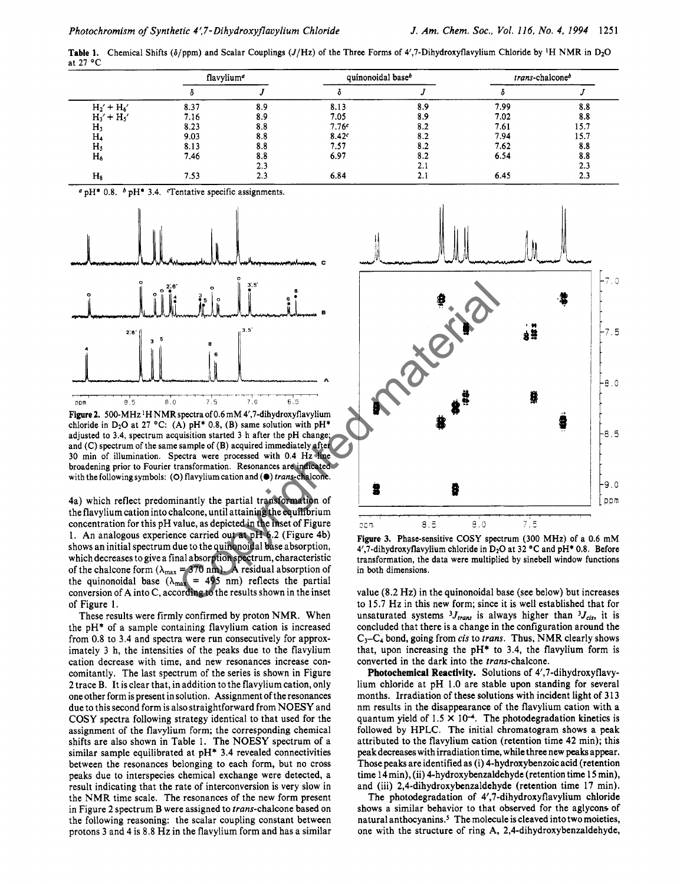**Table 1.** Chemical Shifts (δ/ppm) and Scalar Couplings (J/Hz) of the Three Forms of 4′,7-Dihydroxyflavylium Chloride by $^1$H NMR in $D_2O$ at 27 °C

| | flavylium[a] | | quinonoidal base[b] | | *trans*-chalcone[b] | |
|---|---|---|---|---|---|---|
| | δ | J | δ | J | δ | J |
| $H_2' + H_6'$ | 8.37 | 8.9 | 8.13 | 8.9 | 7.99 | 8.8 |
| $H_3' + H_5'$ | 7.16 | 8.9 | 7.05 | 8.9 | 7.02 | 8.8 |
| $H_3$ | 8.23 | 8.8 | 7.76[c] | 8.2 | 7.61 | 15.7 |
| $H_4$ | 9.03 | 8.8 | 8.42[c] | 8.2 | 7.94 | 15.7 |
| $H_5$ | 8.13 | 8.8 | 7.57 | 8.2 | 7.62 | 8.8 |
| $H_6$ | 7.46 | 8.8 | 6.97 | 8.2 | 6.54 | 8.8 |
| | | 2.3 | | 2.1 | | 2.3 |
| $H_8$ | 7.53 | 2.3 | 6.84 | 2.1 | 6.45 | 2.3 |

[a] pH* 0.8. [b] pH* 3.4. [c] Tentative specific assignments.

**Figure 2.** 500-MHz $^1$H NMR spectra of 0.6 mM 4′,7-dihydroxyflavylium chloride in $D_2O$ at 27 °C: (A) pH* 0.8, (B) same solution with pH* adjusted to 3.4, spectrum acquisition started 3 h after the pH change; and (C) spectrum of the same sample of (B) acquired immediately after 30 min of illumination. Spectra were processed with 0.4 Hz line broadening prior to Fourier transformation. Resonances are indicated with the following symbols: (○) flavylium cation and (●) *trans*-chalcone.

4a) which reflect predominantly the partial transformation of the flavylium cation into chalcone, until attaining the equilibrium concentration for this pH value, as depicted in the inset of Figure 1. An analogous experience carried out at pH 6.2 (Figure 4b) shows an initial spectrum due to the quinonoidal base absorption, which decreases to give a final absorption spectrum, characteristic of the chalcone form ($\lambda_{max}$ = 370 nm). A residual absorption of the quinonoidal base ($\lambda_{max}$ = 495 nm) reflects the partial conversion of A into C, according to the results shown in the inset of Figure 1.

These results were firmly confirmed by proton NMR. When the pH* of a sample containing flavylium cation is increased from 0.8 to 3.4 and spectra were run consecutively for approximately 3 h, the intensities of the peaks due to the flavylium cation decrease with time, and new resonances increase concomitantly. The last spectrum of the series is shown in Figure 2 trace B. It is clear that, in addition to the flavylium cation, only one other form is present in solution. Assignment of the resonances due to this second form is also straightforward from NOESY and COSY spectra following strategy identical to that used for the assignment of the flavylium form; the corresponding chemical shifts are also shown in Table 1. The NOESY spectrum of a similar sample equilibrated at pH* 3.4 revealed connectivities between the resonances belonging to each form, but no cross peaks due to interspecies chemical exchange were detected, a result indicating that the rate of interconversion is very slow in the NMR time scale. The resonances of the new form present in Figure 2 spectrum B were assigned to *trans*-chalcone based on the following reasoning: the scalar coupling constant between protons 3 and 4 is 8.8 Hz in the flavylium form and has a similar

**Figure 3.** Phase-sensitive COSY spectrum (300 MHz) of a 0.6 mM 4′,7-dihydroxyflavylium chloride in $D_2O$ at 32 °C and pH* 0.8. Before transformation, the data were multiplied by sinebell window functions in both dimensions.

value (8.2 Hz) in the quinonoidal base (see below) but increases to 15.7 Hz in this new form; since it is well established that for unsaturated systems $^3J_{trans}$ is always higher than $^3J_{cis}$, it is concluded that there is a change in the configuration around the $C_3$–$C_4$ bond, going from *cis* to *trans*. Thus, NMR clearly shows that, upon increasing the pH* to 3.4, the flavylium form is converted in the dark into the *trans*-chalcone.

**Photochemical Reactivity.** Solutions of 4′,7-dihydroxyflavylium chloride at pH 1.0 are stable upon standing for several months. Irradiation of these solutions with incident light of 313 nm results in the disappearance of the flavylium cation with a quantum yield of $1.5 \times 10^{-4}$. The photodegradation kinetics is followed by HPLC. The initial chromatogram shows a peak attributed to the flavylium cation (retention time 42 min); this peak decreases with irradiation time, while three new peaks appear. Those peaks are identified as (i) 4-hydroxybenzoic acid (retention time 14 min), (ii) 4-hydroxybenzaldehyde (retention time 15 min), and (iii) 2,4-dihydroxybenzaldehyde (retention time 17 min).

The photodegradation of 4′,7-dihydroxyflavylium chloride shows a similar behavior to that observed for the aglycons of natural anthocyanins.[5] The molecule is cleaved into two moieties, one with the structure of ring A, 2,4-dihydroxybenzaldehyde,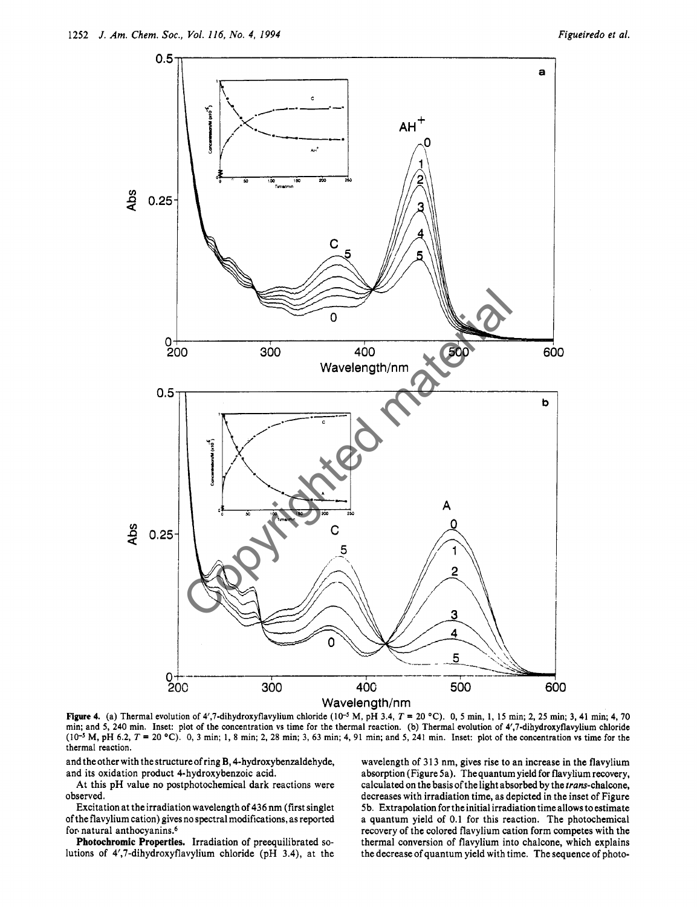**Figure 4.** (a) Thermal evolution of 4′,7-dihydroxyflavylium chloride ($10^{-5}$ M, pH 3.4, $T$ = 20 °C). 0, 5 min, 1, 15 min; 2, 25 min; 3, 41 min; 4, 70 min; and 5, 240 min. Inset: plot of the concentration vs time for the thermal reaction. (b) Thermal evolution of 4′,7-dihydroxyflavylium chloride ($10^{-5}$ M, pH 6.2, $T$ = 20 °C). 0, 3 min; 1, 8 min; 2, 28 min; 3, 63 min; 4, 91 min; and 5, 241 min. Inset: plot of the concentration vs time for the thermal reaction.

and the other with the structure of ring B, 4-hydroxybenzaldehyde, and its oxidation product 4-hydroxybenzoic acid.

At this pH value no postphotochemical dark reactions were observed.

Excitation at the irradiation wavelength of 436 nm (first singlet of the flavylium cation) gives no spectral modifications, as reported for natural anthocyanins.[6]

**Photochromic Properties.** Irradiation of preequilibrated solutions of 4′,7-dihydroxyflavylium chloride (pH 3.4), at the wavelength of 313 nm, gives rise to an increase in the flavylium absorption (Figure 5a). The quantum yield for flavylium recovery, calculated on the basis of the light absorbed by the *trans*-chalcone, decreases with irradiation time, as depicted in the inset of Figure 5b. Extrapolation for the initial irradiation time allows to estimate a quantum yield of 0.1 for this reaction. The photochemical recovery of the colored flavylium cation form competes with the thermal conversion of flavylium into chalcone, which explains the decrease of quantum yield with time. The sequence of photo-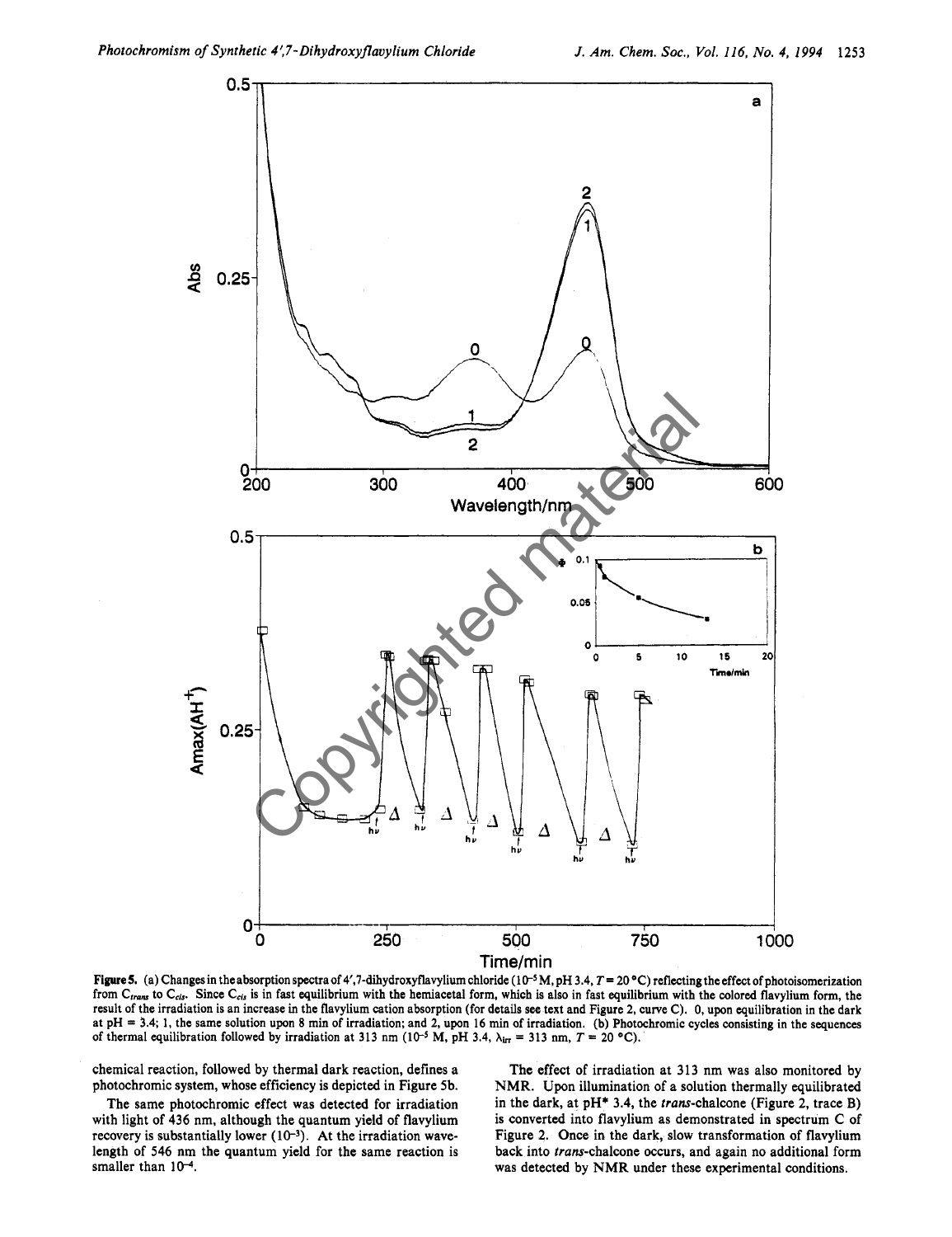**Figure 5.** (a) Changes in the absorption spectra of 4′,7-dihydroxyflavylium chloride ($10^{-5}$ M, pH 3.4, $T = 20$ °C) reflecting the effect of photoisomerization from $C_{trans}$ to $C_{cis}$. Since $C_{cis}$ is in fast equilibrium with the hemiacetal form, which is also in fast equilibrium with the colored flavylium form, the result of the irradiation is an increase in the flavylium cation absorption (for details see text and Figure 2, curve C). 0, upon equilibration in the dark at pH = 3.4; 1, the same solution upon 8 min of irradiation; and 2, upon 16 min of irradiation. (b) Photochromic cycles consisting in the sequences of thermal equilibration followed by irradiation at 313 nm ($10^{-5}$ M, pH 3.4, $\lambda_{irr} = 313$ nm, $T = 20$ °C).

chemical reaction, followed by thermal dark reaction, defines a photochromic system, whose efficiency is depicted in Figure 5b.

The same photochromic effect was detected for irradiation with light of 436 nm, although the quantum yield of flavylium recovery is substantially lower ($10^{-3}$). At the irradiation wavelength of 546 nm the quantum yield for the same reaction is smaller than $10^{-4}$.

The effect of irradiation at 313 nm was also monitored by NMR. Upon illumination of a solution thermally equilibrated in the dark, at pH* 3.4, the *trans*-chalcone (Figure 2, trace B) is converted into flavylium as demonstrated in spectrum C of Figure 2. Once in the dark, slow transformation of flavylium back into *trans*-chalcone occurs, and again no additional form was detected by NMR under these experimental conditions.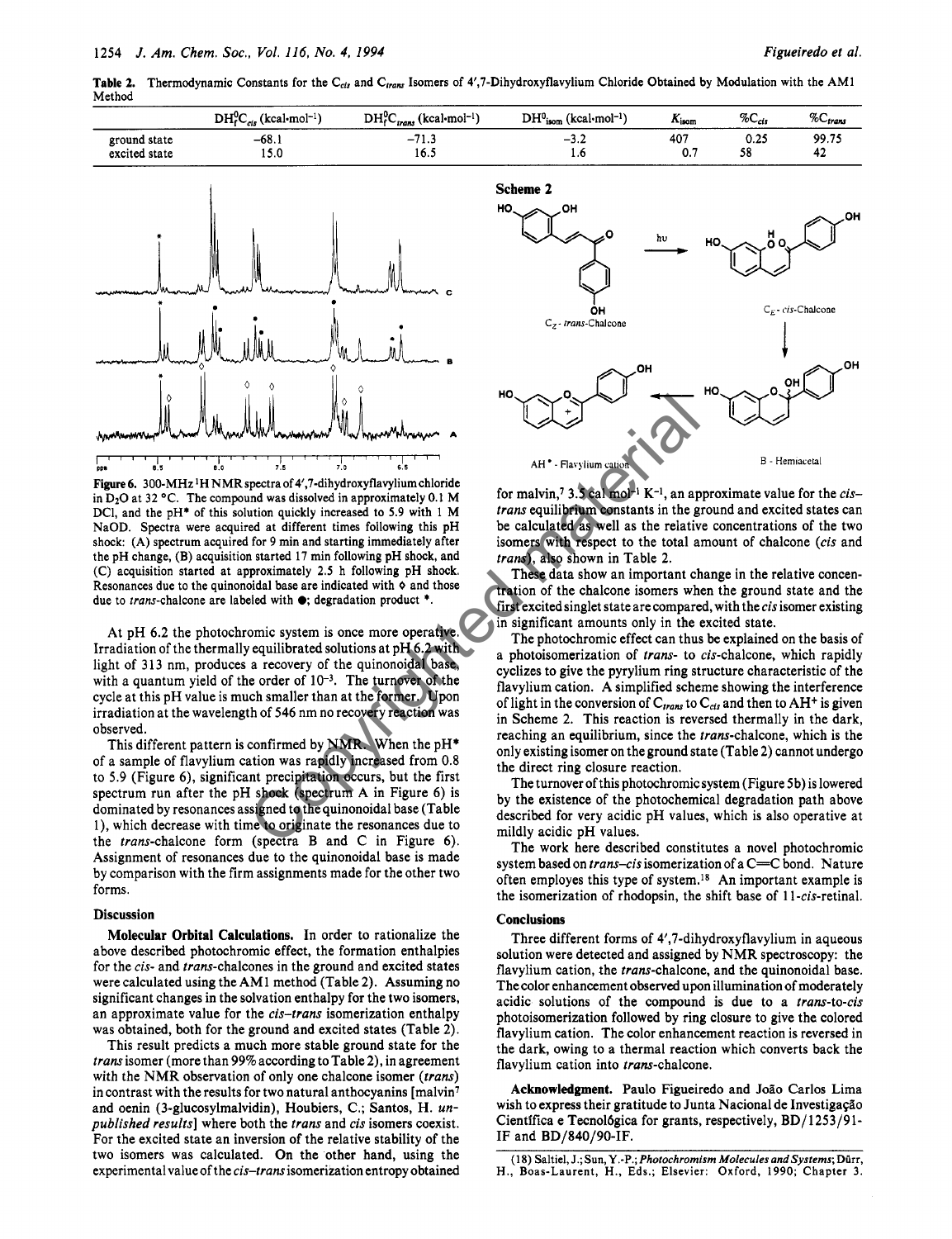**Table 2.** Thermodynamic Constants for the $C_{cis}$ and $C_{trans}$ Isomers of 4′,7-Dihydroxyflavylium Chloride Obtained by Modulation with the AM1 Method

| | $DH_f^0C_{cis}$ (kcal·mol$^{-1}$) | $DH_f^0C_{trans}$ (kcal·mol$^{-1}$) | $DH^0_{isom}$ (kcal·mol$^{-1}$) | $K_{isom}$ | $\%C_{cis}$ | $\%C_{trans}$ |
|---|---|---|---|---|---|---|
| ground state | −68.1 | −71.3 | −3.2 | 407 | 0.25 | 99.75 |
| excited state | 15.0 | 16.5 | 1.6 | 0.7 | 58 | 42 |

ppm 8.5 8.0 7.5 7.0 6.5

C

B

A

**Figure 6.** 300-MHz $^1$H NMR spectra of 4′,7-dihydroxyflavylium chloride in $D_2O$ at 32 °C. The compound was dissolved in approximately 0.1 M DCl, and the pH* of this solution quickly increased to 5.9 with 1 M NaOD. Spectra were acquired at different times following this pH shock: (A) spectrum acquired for 9 min and starting immediately after the pH change, (B) acquisition started 17 min following pH shock, and (C) acquisition started at approximately 2.5 h following pH shock. Resonances due to the quinonoidal base are indicated with ◊ and those due to *trans*-chalcone are labeled with ●; degradation product *.

At pH 6.2 the photochromic system is once more operative. Irradiation of the thermally equilibrated solutions at pH 6.2 with light of 313 nm, produces a recovery of the quinonoidal base, with a quantum yield of the order of $10^{-3}$. The turnover of the cycle at this pH value is much smaller than at the former. Upon irradiation at the wavelength of 546 nm no recovery reaction was observed.

This different pattern is confirmed by NMR. When the pH* of a sample of flavylium cation was rapidly increased from 0.8 to 5.9 (Figure 6), significant precipitation occurs, but the first spectrum run after the pH shock (spectrum A in Figure 6) is dominated by resonances assigned to the quinonoidal base (Table 1), which decrease with time to originate the resonances due to the *trans*-chalcone form (spectra B and C in Figure 6). Assignment of resonances due to the quinonoidal base is made by comparison with the firm assignments made for the other two forms.

## Discussion

**Molecular Orbital Calculations.** In order to rationalize the above described photochromic effect, the formation enthalpies for the *cis*- and *trans*-chalcones in the ground and excited states were calculated using the AM1 method (Table 2). Assuming no significant changes in the solvation enthalpy for the two isomers, an approximate value for the *cis*–*trans* isomerization enthalpy was obtained, both for the ground and excited states (Table 2).

This result predicts a much more stable ground state for the *trans* isomer (more than 99% according to Table 2), in agreement with the NMR observation of only one chalcone isomer (*trans*) in contrast with the results for two natural anthocyanins [malvin[7] and oenin (3-glucosylmalvidin), Houbiers, C.; Santos, H. *unpublished results*] where both the *trans* and *cis* isomers coexist. For the excited state an inversion of the relative stability of the two isomers was calculated. On the other hand, using the experimental value of the *cis*–*trans* isomerization entropy obtained for malvin,[7] 3.5 cal mol$^{-1}$ K$^{-1}$, an approximate value for the *cis*–*trans* equilibrium constants in the ground and excited states can be calculated as well as the relative concentrations of the two isomers with respect to the total amount of chalcone (*cis* and *trans*), also shown in Table 2.

**Scheme 2**

$C_Z$ - *trans*-Chalcone → hν → $C_E$ - *cis*-Chalcone → B - Hemiacetal → $AH^+$ - Flavylium cation

These data show an important change in the relative concentration of the chalcone isomers when the ground state and the first excited singlet state are compared, with the *cis* isomer existing in significant amounts only in the excited state.

The photochromic effect can thus be explained on the basis of a photoisomerization of *trans*- to *cis*-chalcone, which rapidly cyclizes to give the pyrylium ring structure characteristic of the flavylium cation. A simplified scheme showing the interference of light in the conversion of $C_{trans}$ to $C_{cis}$ and then to $AH^+$ is given in Scheme 2. This reaction is reversed thermally in the dark, reaching an equilibrium, since the *trans*-chalcone, which is the only existing isomer on the ground state (Table 2) cannot undergo the direct ring closure reaction.

The turnover of this photochromic system (Figure 5b) is lowered by the existence of the photochemical degradation path above described for very acidic pH values, which is also operative at mildly acidic pH values.

The work here described constitutes a novel photochromic system based on *trans*–*cis* isomerization of a C═C bond. Nature often employs this type of system.[18] An important example is the isomerization of rhodopsin, the shift base of 11-*cis*-retinal.

## Conclusions

Three different forms of 4′,7-dihydroxyflavylium in aqueous solution were detected and assigned by NMR spectroscopy: the flavylium cation, the *trans*-chalcone, and the quinonoidal base. The color enhancement observed upon illumination of moderately acidic solutions of the compound is due to a *trans*-to-*cis* photoisomerization followed by ring closure to give the colored flavylium cation. The color enhancement reaction is reversed in the dark, owing to a thermal reaction which converts back the flavylium cation into *trans*-chalcone.

**Acknowledgment.** Paulo Figueiredo and João Carlos Lima wish to express their gratitude to Junta Nacional de Investigação Científica e Tecnológica for grants, respectively, BD/1253/91-IF and BD/840/90-IF.

(18) Saltiel, J.; Sun, Y.-P.; *Photochromism Molecules and Systems*; Dürr, H., Boas-Laurent, H., Eds.; Elsevier: Oxford, 1990; Chapter 3.